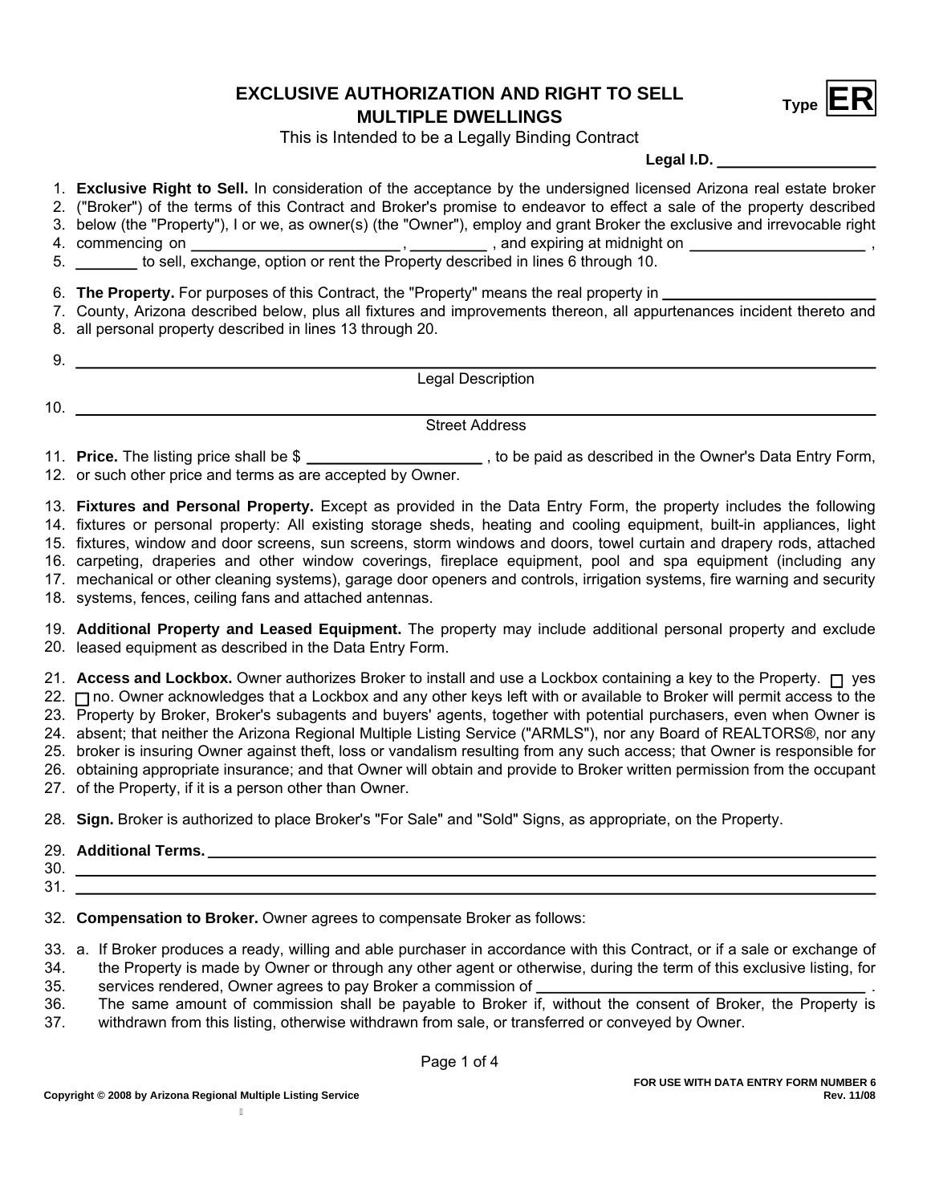# EXCLUSIVE AUTHORIZATION AND RIGHT TO SELL MULTIPLE DWELLINGS

**Type ER**

This is Intended to be a Legally Binding Contract

**Legal I.D.** ____________________

1. **Exclusive Right to Sell.** In consideration of the acceptance by the undersigned licensed Arizona real estate broker ("Broker") of the terms of this Contract and Broker's promise to endeavor to effect a sale of the property described below (the "Property"), I or we, as owner(s) (the "Owner"), employ and grant Broker the exclusive and irrevocable right commencing on ________________________ , _________ , and expiring at midnight on ____________________ , _______ to sell, exchange, option or rent the Property described in lines 6 through 10.

2. **The Property.** For purposes of this Contract, the "Property" means the real property in ____________________ County, Arizona described below, plus all fixtures and improvements thereon, all appurtenances incident thereto and all personal property described in lines 13 through 20.

____________________________________________________________
Legal Description

____________________________________________________________
Street Address

3. **Price.** The listing price shall be $ ____________________ , to be paid as described in the Owner's Data Entry Form, or such other price and terms as are accepted by Owner.

4. **Fixtures and Personal Property.** Except as provided in the Data Entry Form, the property includes the following fixtures or personal property: All existing storage sheds, heating and cooling equipment, built-in appliances, light fixtures, window and door screens, sun screens, storm windows and doors, towel curtain and drapery rods, attached carpeting, draperies and other window coverings, fireplace equipment, pool and spa equipment (including any mechanical or other cleaning systems), garage door openers and controls, irrigation systems, fire warning and security systems, fences, ceiling fans and attached antennas.

5. **Additional Property and Leased Equipment.** The property may include additional personal property and exclude leased equipment as described in the Data Entry Form.

6. **Access and Lockbox.** Owner authorizes Broker to install and use a Lockbox containing a key to the Property. ☐ yes ☐ no. Owner acknowledges that a Lockbox and any other keys left with or available to Broker will permit access to the Property by Broker, Broker's subagents and buyers' agents, together with potential purchasers, even when Owner is absent; that neither the Arizona Regional Multiple Listing Service ("ARMLS"), nor any Board of REALTORS®, nor any broker is insuring Owner against theft, loss or vandalism resulting from any such access; that Owner is responsible for obtaining appropriate insurance; and that Owner will obtain and provide to Broker written permission from the occupant of the Property, if it is a person other than Owner.

7. **Sign.** Broker is authorized to place Broker's "For Sale" and "Sold" Signs, as appropriate, on the Property.

8. **Additional Terms.** ____________________________________________________________
____________________________________________________________
____________________________________________________________

9. **Compensation to Broker.** Owner agrees to compensate Broker as follows:

   a. If Broker produces a ready, willing and able purchaser in accordance with this Contract, or if a sale or exchange of the Property is made by Owner or through any other agent or otherwise, during the term of this exclusive listing, for services rendered, Owner agrees to pay Broker a commission of ______________________________________ . The same amount of commission shall be payable to Broker if, without the consent of Broker, the Property is withdrawn from this listing, otherwise withdrawn from sale, or transferred or conveyed by Owner.

FOR USE WITH DATA ENTRY FORM NUMBER 6
Rev. 11/08

Copyright © 2008 by Arizona Regional Multiple Listing Service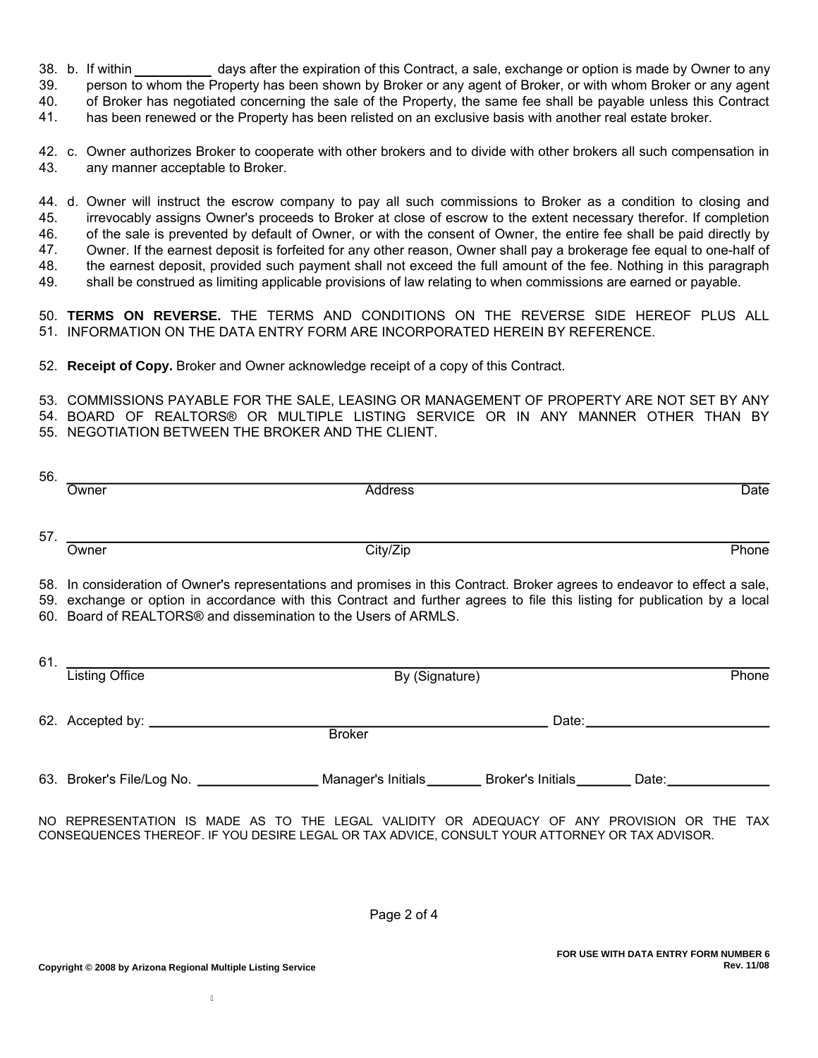38. b. If within __________ days after the expiration of this Contract, a sale, exchange or option is made by Owner to any
39. person to whom the Property has been shown by Broker or any agent of Broker, or with whom Broker or any agent
40. of Broker has negotiated concerning the sale of the Property, the same fee shall be payable unless this Contract
41. has been renewed or the Property has been relisted on an exclusive basis with another real estate broker.

42. c. Owner authorizes Broker to cooperate with other brokers and to divide with other brokers all such compensation in
43. any manner acceptable to Broker.

44. d. Owner will instruct the escrow company to pay all such commissions to Broker as a condition to closing and
45. irrevocably assigns Owner's proceeds to Broker at close of escrow to the extent necessary therefor. If completion
46. of the sale is prevented by default of Owner, or with the consent of Owner, the entire fee shall be paid directly by
47. Owner. If the earnest deposit is forfeited for any other reason, Owner shall pay a brokerage fee equal to one-half of
48. the earnest deposit, provided such payment shall not exceed the full amount of the fee. Nothing in this paragraph
49. shall be construed as limiting applicable provisions of law relating to when commissions are earned or payable.

50. **TERMS ON REVERSE.** THE TERMS AND CONDITIONS ON THE REVERSE SIDE HEREOF PLUS ALL
51. INFORMATION ON THE DATA ENTRY FORM ARE INCORPORATED HEREIN BY REFERENCE.

52. **Receipt of Copy.** Broker and Owner acknowledge receipt of a copy of this Contract.

53. COMMISSIONS PAYABLE FOR THE SALE, LEASING OR MANAGEMENT OF PROPERTY ARE NOT SET BY ANY
54. BOARD OF REALTORS® OR MULTIPLE LISTING SERVICE OR IN ANY MANNER OTHER THAN BY
55. NEGOTIATION BETWEEN THE BROKER AND THE CLIENT.

56. ______________________________________________________________________

Owner &nbsp;&nbsp;&nbsp;&nbsp;&nbsp;&nbsp;&nbsp;&nbsp;&nbsp;&nbsp;&nbsp;&nbsp;&nbsp;&nbsp;&nbsp;&nbsp;&nbsp;&nbsp;&nbsp;&nbsp; Address &nbsp;&nbsp;&nbsp;&nbsp;&nbsp;&nbsp;&nbsp;&nbsp;&nbsp;&nbsp;&nbsp;&nbsp;&nbsp;&nbsp;&nbsp;&nbsp;&nbsp;&nbsp;&nbsp;&nbsp; Date

57. ______________________________________________________________________

Owner &nbsp;&nbsp;&nbsp;&nbsp;&nbsp;&nbsp;&nbsp;&nbsp;&nbsp;&nbsp;&nbsp;&nbsp;&nbsp;&nbsp;&nbsp;&nbsp;&nbsp;&nbsp;&nbsp;&nbsp; City/Zip &nbsp;&nbsp;&nbsp;&nbsp;&nbsp;&nbsp;&nbsp;&nbsp;&nbsp;&nbsp;&nbsp;&nbsp;&nbsp;&nbsp;&nbsp;&nbsp;&nbsp;&nbsp;&nbsp;&nbsp; Phone

58. In consideration of Owner's representations and promises in this Contract. Broker agrees to endeavor to effect a sale,
59. exchange or option in accordance with this Contract and further agrees to file this listing for publication by a local
60. Board of REALTORS® and dissemination to the Users of ARMLS.

61. ______________________________________________________________________

Listing Office &nbsp;&nbsp;&nbsp;&nbsp;&nbsp;&nbsp;&nbsp;&nbsp;&nbsp;&nbsp;&nbsp;&nbsp;&nbsp;&nbsp;&nbsp;&nbsp;&nbsp;&nbsp;&nbsp;&nbsp; By (Signature) &nbsp;&nbsp;&nbsp;&nbsp;&nbsp;&nbsp;&nbsp;&nbsp;&nbsp;&nbsp;&nbsp;&nbsp;&nbsp;&nbsp;&nbsp;&nbsp;&nbsp;&nbsp;&nbsp;&nbsp; Phone

62. Accepted by: ______________________________________________ Date: ______________________

Broker

63. Broker's File/Log No. ________________ Manager's Initials _______ Broker's Initials _______ Date: ______________

NO REPRESENTATION IS MADE AS TO THE LEGAL VALIDITY OR ADEQUACY OF ANY PROVISION OR THE TAX CONSEQUENCES THEREOF. IF YOU DESIRE LEGAL OR TAX ADVICE, CONSULT YOUR ATTORNEY OR TAX ADVISOR.

**FOR USE WITH DATA ENTRY FORM NUMBER 6**
**Rev. 11/08**

**Copyright © 2008 by Arizona Regional Multiple Listing Service**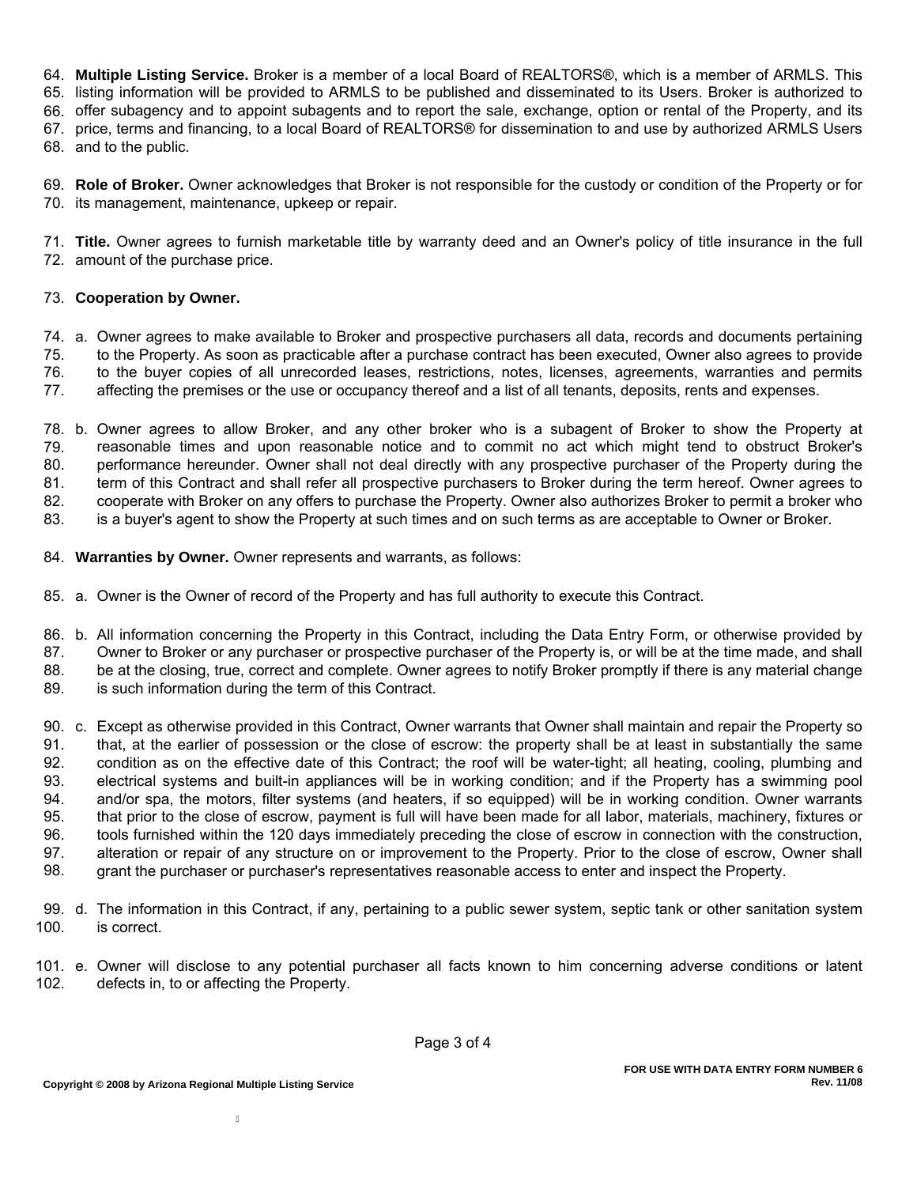64. **Multiple Listing Service.** Broker is a member of a local Board of REALTORS®, which is a member of ARMLS. This
65. listing information will be provided to ARMLS to be published and disseminated to its Users. Broker is authorized to
66. offer subagency and to appoint subagents and to report the sale, exchange, option or rental of the Property, and its
67. price, terms and financing, to a local Board of REALTORS® for dissemination to and use by authorized ARMLS Users
68. and to the public.

69. **Role of Broker.** Owner acknowledges that Broker is not responsible for the custody or condition of the Property or for
70. its management, maintenance, upkeep or repair.

71. **Title.** Owner agrees to furnish marketable title by warranty deed and an Owner's policy of title insurance in the full
72. amount of the purchase price.

73. **Cooperation by Owner.**

74. a. Owner agrees to make available to Broker and prospective purchasers all data, records and documents pertaining
75. to the Property. As soon as practicable after a purchase contract has been executed, Owner also agrees to provide
76. to the buyer copies of all unrecorded leases, restrictions, notes, licenses, agreements, warranties and permits
77. affecting the premises or the use or occupancy thereof and a list of all tenants, deposits, rents and expenses.

78. b. Owner agrees to allow Broker, and any other broker who is a subagent of Broker to show the Property at
79. reasonable times and upon reasonable notice and to commit no act which might tend to obstruct Broker's
80. performance hereunder. Owner shall not deal directly with any prospective purchaser of the Property during the
81. term of this Contract and shall refer all prospective purchasers to Broker during the term hereof. Owner agrees to
82. cooperate with Broker on any offers to purchase the Property. Owner also authorizes Broker to permit a broker who
83. is a buyer's agent to show the Property at such times and on such terms as are acceptable to Owner or Broker.

84. **Warranties by Owner.** Owner represents and warrants, as follows:

85. a. Owner is the Owner of record of the Property and has full authority to execute this Contract.

86. b. All information concerning the Property in this Contract, including the Data Entry Form, or otherwise provided by
87. Owner to Broker or any purchaser or prospective purchaser of the Property is, or will be at the time made, and shall
88. be at the closing, true, correct and complete. Owner agrees to notify Broker promptly if there is any material change
89. is such information during the term of this Contract.

90. c. Except as otherwise provided in this Contract, Owner warrants that Owner shall maintain and repair the Property so
91. that, at the earlier of possession or the close of escrow: the property shall be at least in substantially the same
92. condition as on the effective date of this Contract; the roof will be water-tight; all heating, cooling, plumbing and
93. electrical systems and built-in appliances will be in working condition; and if the Property has a swimming pool
94. and/or spa, the motors, filter systems (and heaters, if so equipped) will be in working condition. Owner warrants
95. that prior to the close of escrow, payment is full will have been made for all labor, materials, machinery, fixtures or
96. tools furnished within the 120 days immediately preceding the close of escrow in connection with the construction,
97. alteration or repair of any structure on or improvement to the Property. Prior to the close of escrow, Owner shall
98. grant the purchaser or purchaser's representatives reasonable access to enter and inspect the Property.

99. d. The information in this Contract, if any, pertaining to a public sewer system, septic tank or other sanitation system
100. is correct.

101. e. Owner will disclose to any potential purchaser all facts known to him concerning adverse conditions or latent
102. defects in, to or affecting the Property.

FOR USE WITH DATA ENTRY FORM NUMBER 6
Rev. 11/08

Copyright © 2008 by Arizona Regional Multiple Listing Service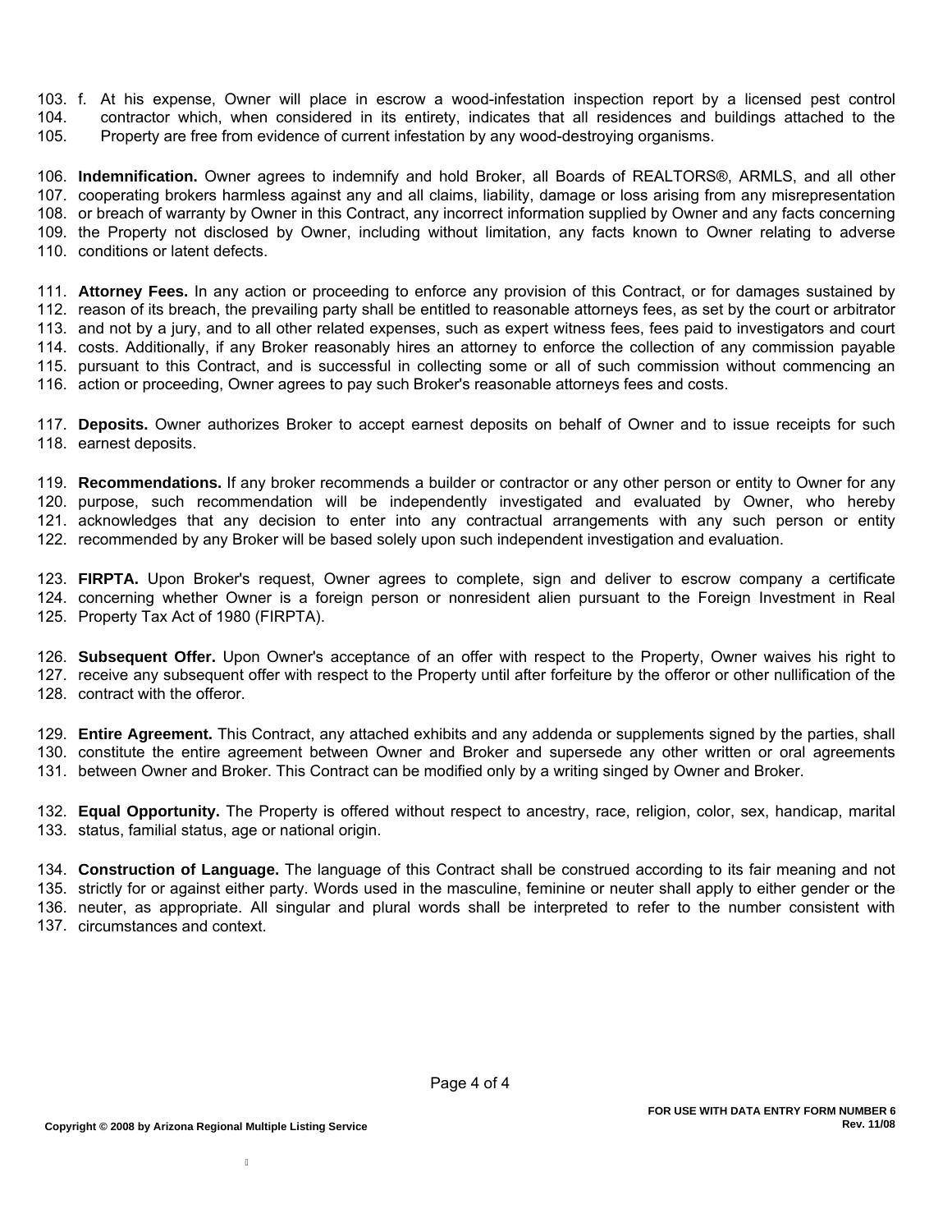103. f. At his expense, Owner will place in escrow a wood-infestation inspection report by a licensed pest control
104. contractor which, when considered in its entirety, indicates that all residences and buildings attached to the
105. Property are free from evidence of current infestation by any wood-destroying organisms.

106. **Indemnification.** Owner agrees to indemnify and hold Broker, all Boards of REALTORS®, ARMLS, and all other
107. cooperating brokers harmless against any and all claims, liability, damage or loss arising from any misrepresentation
108. or breach of warranty by Owner in this Contract, any incorrect information supplied by Owner and any facts concerning
109. the Property not disclosed by Owner, including without limitation, any facts known to Owner relating to adverse
110. conditions or latent defects.

111. **Attorney Fees.** In any action or proceeding to enforce any provision of this Contract, or for damages sustained by
112. reason of its breach, the prevailing party shall be entitled to reasonable attorneys fees, as set by the court or arbitrator
113. and not by a jury, and to all other related expenses, such as expert witness fees, fees paid to investigators and court
114. costs. Additionally, if any Broker reasonably hires an attorney to enforce the collection of any commission payable
115. pursuant to this Contract, and is successful in collecting some or all of such commission without commencing an
116. action or proceeding, Owner agrees to pay such Broker's reasonable attorneys fees and costs.

117. **Deposits.** Owner authorizes Broker to accept earnest deposits on behalf of Owner and to issue receipts for such
118. earnest deposits.

119. **Recommendations.** If any broker recommends a builder or contractor or any other person or entity to Owner for any
120. purpose, such recommendation will be independently investigated and evaluated by Owner, who hereby
121. acknowledges that any decision to enter into any contractual arrangements with any such person or entity
122. recommended by any Broker will be based solely upon such independent investigation and evaluation.

123. **FIRPTA.** Upon Broker's request, Owner agrees to complete, sign and deliver to escrow company a certificate
124. concerning whether Owner is a foreign person or nonresident alien pursuant to the Foreign Investment in Real
125. Property Tax Act of 1980 (FIRPTA).

126. **Subsequent Offer.** Upon Owner's acceptance of an offer with respect to the Property, Owner waives his right to
127. receive any subsequent offer with respect to the Property until after forfeiture by the offeror or other nullification of the
128. contract with the offeror.

129. **Entire Agreement.** This Contract, any attached exhibits and any addenda or supplements signed by the parties, shall
130. constitute the entire agreement between Owner and Broker and supersede any other written or oral agreements
131. between Owner and Broker. This Contract can be modified only by a writing singed by Owner and Broker.

132. **Equal Opportunity.** The Property is offered without respect to ancestry, race, religion, color, sex, handicap, marital
133. status, familial status, age or national origin.

134. **Construction of Language.** The language of this Contract shall be construed according to its fair meaning and not
135. strictly for or against either party. Words used in the masculine, feminine or neuter shall apply to either gender or the
136. neuter, as appropriate. All singular and plural words shall be interpreted to refer to the number consistent with
137. circumstances and context.

FOR USE WITH DATA ENTRY FORM NUMBER 6
Rev. 11/08

Copyright © 2008 by Arizona Regional Multiple Listing Service